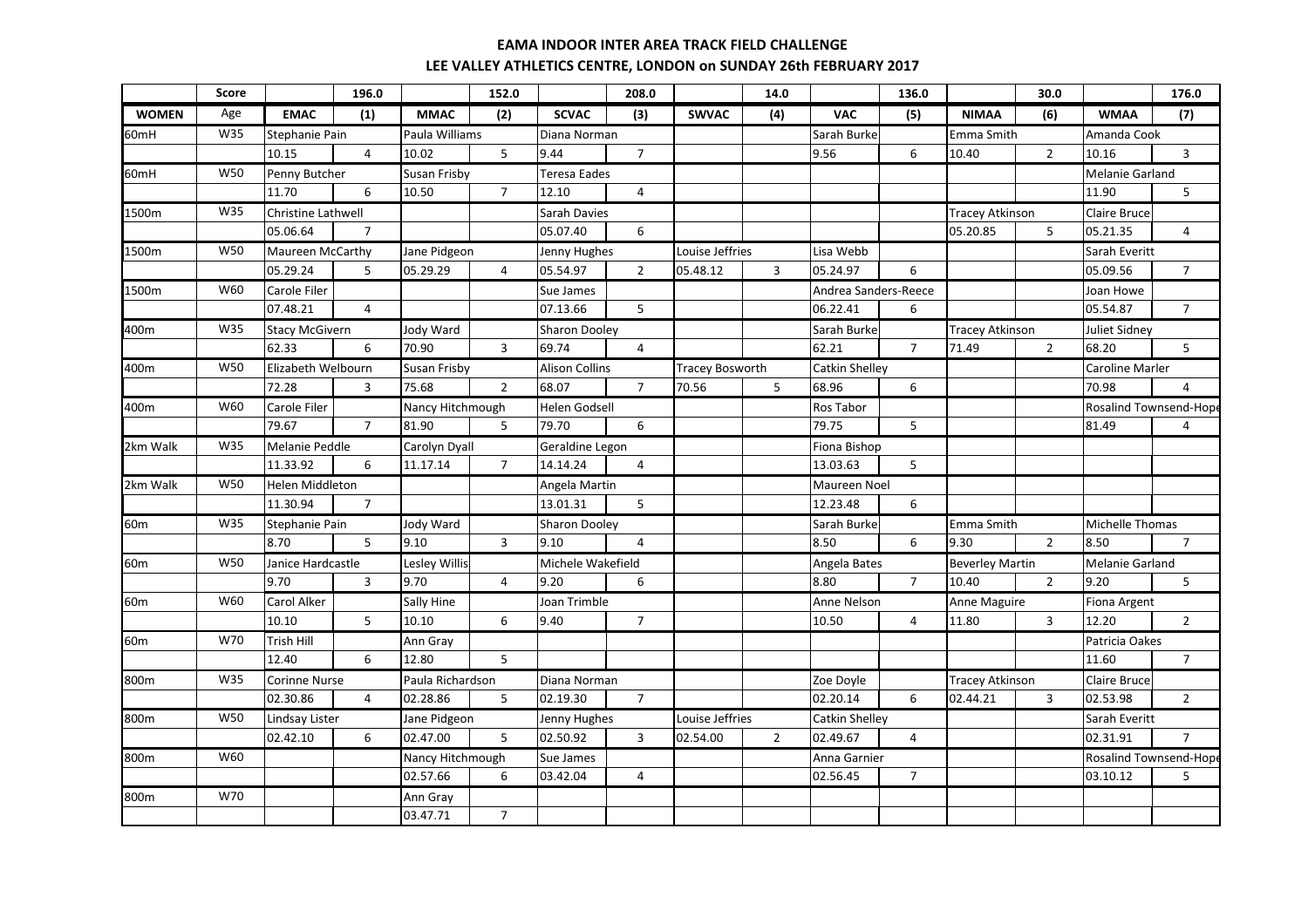# EAMA INDOOR INTER AREA TRACK FIELD CHALLENGE

## LEE VALLEY ATHLETICS CENTRE, LONDON on SUNDAY 26th FEBRUARY 2017

| | Score | | 196.0 | | 152.0 | | 208.0 | | 14.0 | | 136.0 | | 30.0 | | 176.0 |
|---|---|---|---|---|---|---|---|---|---|---|---|---|---|---|---|
| **WOMEN** | Age | **EMAC** | **(1)** | **MMAC** | **(2)** | **SCVAC** | **(3)** | **SWVAC** | **(4)** | **VAC** | **(5)** | **NIMAA** | **(6)** | **WMAA** | **(7)** |
| 60mH | W35 | Stephanie Pain | | Paula Williams | | Diana Norman | | | | Sarah Burke | | Emma Smith | | Amanda Cook | |
| | | 10.15 | 4 | 10.02 | 5 | 9.44 | 7 | | | 9.56 | 6 | 10.40 | 2 | 10.16 | 3 |
| 60mH | W50 | Penny Butcher | | Susan Frisby | | Teresa Eades | | | | | | | | Melanie Garland | |
| | | 11.70 | 6 | 10.50 | 7 | 12.10 | 4 | | | | | | | 11.90 | 5 |
| 1500m | W35 | Christine Lathwell | | | | Sarah Davies | | | | | | Tracey Atkinson | | Claire Bruce | |
| | | 05.06.64 | 7 | | | 05.07.40 | 6 | | | | | 05.20.85 | 5 | 05.21.35 | 4 |
| 1500m | W50 | Maureen McCarthy | | Jane Pidgeon | | Jenny Hughes | | Louise Jeffries | | Lisa Webb | | | | Sarah Everitt | |
| | | 05.29.24 | 5 | 05.29.29 | 4 | 05.54.97 | 2 | 05.48.12 | 3 | 05.24.97 | 6 | | | 05.09.56 | 7 |
| 1500m | W60 | Carole Filer | | | | Sue James | | | | Andrea Sanders-Reece | | | | Joan Howe | |
| | | 07.48.21 | 4 | | | 07.13.66 | 5 | | | 06.22.41 | 6 | | | 05.54.87 | 7 |
| 400m | W35 | Stacy McGivern | | Jody Ward | | Sharon Dooley | | | | Sarah Burke | | Tracey Atkinson | | Juliet Sidney | |
| | | 62.33 | 6 | 70.90 | 3 | 69.74 | 4 | | | 62.21 | 7 | 71.49 | 2 | 68.20 | 5 |
| 400m | W50 | Elizabeth Welbourn | | Susan Frisby | | Alison Collins | | Tracey Bosworth | | Catkin Shelley | | | | Caroline Marler | |
| | | 72.28 | 3 | 75.68 | 2 | 68.07 | 7 | 70.56 | 5 | 68.96 | 6 | | | 70.98 | 4 |
| 400m | W60 | Carole Filer | | Nancy Hitchmough | | Helen Godsell | | | | Ros Tabor | | | | Rosalind Townsend-Hope | |
| | | 79.67 | 7 | 81.90 | 5 | 79.70 | 6 | | | 79.75 | 5 | | | 81.49 | 4 |
| 2km Walk | W35 | Melanie Peddle | | Carolyn Dyall | | Geraldine Legon | | | | Fiona Bishop | | | | | |
| | | 11.33.92 | 6 | 11.17.14 | 7 | 14.14.24 | 4 | | | 13.03.63 | 5 | | | | |
| 2km Walk | W50 | Helen Middleton | | | | Angela Martin | | | | Maureen Noel | | | | | |
| | | 11.30.94 | 7 | | | 13.01.31 | 5 | | | 12.23.48 | 6 | | | | |
| 60m | W35 | Stephanie Pain | | Jody Ward | | Sharon Dooley | | | | Sarah Burke | | Emma Smith | | Michelle Thomas | |
| | | 8.70 | 5 | 9.10 | 3 | 9.10 | 4 | | | 8.50 | 6 | 9.30 | 2 | 8.50 | 7 |
| 60m | W50 | Janice Hardcastle | | Lesley Willis | | Michele Wakefield | | | | Angela Bates | | Beverley Martin | | Melanie Garland | |
| | | 9.70 | 3 | 9.70 | 4 | 9.20 | 6 | | | 8.80 | 7 | 10.40 | 2 | 9.20 | 5 |
| 60m | W60 | Carol Alker | | Sally Hine | | Joan Trimble | | | | Anne Nelson | | Anne Maguire | | Fiona Argent | |
| | | 10.10 | 5 | 10.10 | 6 | 9.40 | 7 | | | 10.50 | 4 | 11.80 | 3 | 12.20 | 2 |
| 60m | W70 | Trish Hill | | Ann Gray | | | | | | | | | | Patricia Oakes | |
| | | 12.40 | 6 | 12.80 | 5 | | | | | | | | | 11.60 | 7 |
| 800m | W35 | Corinne Nurse | | Paula Richardson | | Diana Norman | | | | Zoe Doyle | | Tracey Atkinson | | Claire Bruce | |
| | | 02.30.86 | 4 | 02.28.86 | 5 | 02.19.30 | 7 | | | 02.20.14 | 6 | 02.44.21 | 3 | 02.53.98 | 2 |
| 800m | W50 | Lindsay Lister | | Jane Pidgeon | | Jenny Hughes | | Louise Jeffries | | Catkin Shelley | | | | Sarah Everitt | |
| | | 02.42.10 | 6 | 02.47.00 | 5 | 02.50.92 | 3 | 02.54.00 | 2 | 02.49.67 | 4 | | | 02.31.91 | 7 |
| 800m | W60 | | | Nancy Hitchmough | | Sue James | | | | Anna Garnier | | | | Rosalind Townsend-Hope | |
| | | | | 02.57.66 | 6 | 03.42.04 | 4 | | | 02.56.45 | 7 | | | 03.10.12 | 5 |
| 800m | W70 | | | Ann Gray | | | | | | | | | | | |
| | | | | 03.47.71 | 7 | | | | | | | | | | |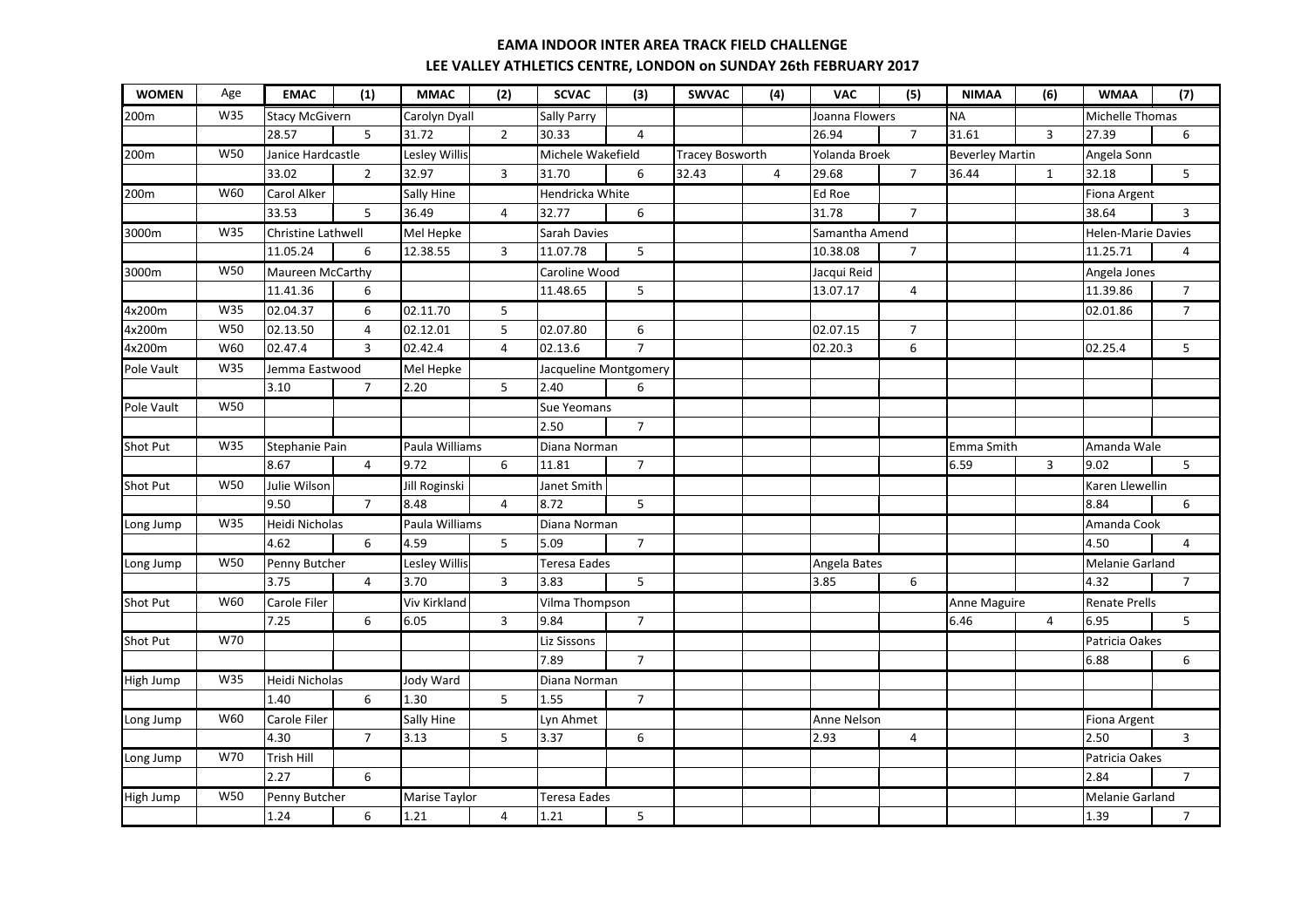**EAMA INDOOR INTER AREA TRACK FIELD CHALLENGE**

**LEE VALLEY ATHLETICS CENTRE, LONDON on SUNDAY 26th FEBRUARY 2017**

| WOMEN | Age | EMAC | (1) | MMAC | (2) | SCVAC | (3) | SWVAC | (4) | VAC | (5) | NIMAA | (6) | WMAA | (7) |
|---|---|---|---|---|---|---|---|---|---|---|---|---|---|---|---|
| 200m | W35 | Stacy McGivern | | Carolyn Dyall | | Sally Parry | | | | Joanna Flowers | | NA | | Michelle Thomas | |
| | | 28.57 | 5 | 31.72 | 2 | 30.33 | 4 | | | 26.94 | 7 | 31.61 | 3 | 27.39 | 6 |
| 200m | W50 | Janice Hardcastle | | Lesley Willis | | Michele Wakefield | | Tracey Bosworth | | Yolanda Broek | | Beverley Martin | | Angela Sonn | |
| | | 33.02 | 2 | 32.97 | 3 | 31.70 | 6 | 32.43 | 4 | 29.68 | 7 | 36.44 | 1 | 32.18 | 5 |
| 200m | W60 | Carol Alker | | Sally Hine | | Hendricka White | | | | Ed Roe | | | | Fiona Argent | |
| | | 33.53 | 5 | 36.49 | 4 | 32.77 | 6 | | | 31.78 | 7 | | | 38.64 | 3 |
| 3000m | W35 | Christine Lathwell | | Mel Hepke | | Sarah Davies | | | | Samantha Amend | | | | Helen-Marie Davies | |
| | | 11.05.24 | 6 | 12.38.55 | 3 | 11.07.78 | 5 | | | 10.38.08 | 7 | | | 11.25.71 | 4 |
| 3000m | W50 | Maureen McCarthy | | | | Caroline Wood | | | | Jacqui Reid | | | | Angela Jones | |
| | | 11.41.36 | 6 | | | 11.48.65 | 5 | | | 13.07.17 | 4 | | | 11.39.86 | 7 |
| 4x200m | W35 | 02.04.37 | 6 | 02.11.70 | 5 | | | | | | | | | 02.01.86 | 7 |
| 4x200m | W50 | 02.13.50 | 4 | 02.12.01 | 5 | 02.07.80 | 6 | | | 02.07.15 | 7 | | | | |
| 4x200m | W60 | 02.47.4 | 3 | 02.42.4 | 4 | 02.13.6 | 7 | | | 02.20.3 | 6 | | | 02.25.4 | 5 |
| Pole Vault | W35 | Jemma Eastwood | | Mel Hepke | | Jacqueline Montgomery | | | | | | | | | |
| | | 3.10 | 7 | 2.20 | 5 | 2.40 | 6 | | | | | | | | |
| Pole Vault | W50 | | | | | Sue Yeomans | | | | | | | | | |
| | | | | | | 2.50 | 7 | | | | | | | | |
| Shot Put | W35 | Stephanie Pain | | Paula Williams | | Diana Norman | | | | | | Emma Smith | | Amanda Wale | |
| | | 8.67 | 4 | 9.72 | 6 | 11.81 | 7 | | | | | 6.59 | 3 | 9.02 | 5 |
| Shot Put | W50 | Julie Wilson | | Jill Roginski | | Janet Smith | | | | | | | | Karen Llewellin | |
| | | 9.50 | 7 | 8.48 | 4 | 8.72 | 5 | | | | | | | 8.84 | 6 |
| Long Jump | W35 | Heidi Nicholas | | Paula Williams | | Diana Norman | | | | | | | | Amanda Cook | |
| | | 4.62 | 6 | 4.59 | 5 | 5.09 | 7 | | | | | | | 4.50 | 4 |
| Long Jump | W50 | Penny Butcher | | Lesley Willis | | Teresa Eades | | | | Angela Bates | | | | Melanie Garland | |
| | | 3.75 | 4 | 3.70 | 3 | 3.83 | 5 | | | 3.85 | 6 | | | 4.32 | 7 |
| Shot Put | W60 | Carole Filer | | Viv Kirkland | | Vilma Thompson | | | | | | Anne Maguire | | Renate Prells | |
| | | 7.25 | 6 | 6.05 | 3 | 9.84 | 7 | | | | | 6.46 | 4 | 6.95 | 5 |
| Shot Put | W70 | | | | | Liz Sissons | | | | | | | | Patricia Oakes | |
| | | | | | | 7.89 | 7 | | | | | | | 6.88 | 6 |
| High Jump | W35 | Heidi Nicholas | | Jody Ward | | Diana Norman | | | | | | | | | |
| | | 1.40 | 6 | 1.30 | 5 | 1.55 | 7 | | | | | | | | |
| Long Jump | W60 | Carole Filer | | Sally Hine | | Lyn Ahmet | | | | Anne Nelson | | | | Fiona Argent | |
| | | 4.30 | 7 | 3.13 | 5 | 3.37 | 6 | | | 2.93 | 4 | | | 2.50 | 3 |
| Long Jump | W70 | Trish Hill | | | | | | | | | | | | Patricia Oakes | |
| | | 2.27 | 6 | | | | | | | | | | | 2.84 | 7 |
| High Jump | W50 | Penny Butcher | | Marise Taylor | | Teresa Eades | | | | | | | | Melanie Garland | |
| | | 1.24 | 6 | 1.21 | 4 | 1.21 | 5 | | | | | | | 1.39 | 7 |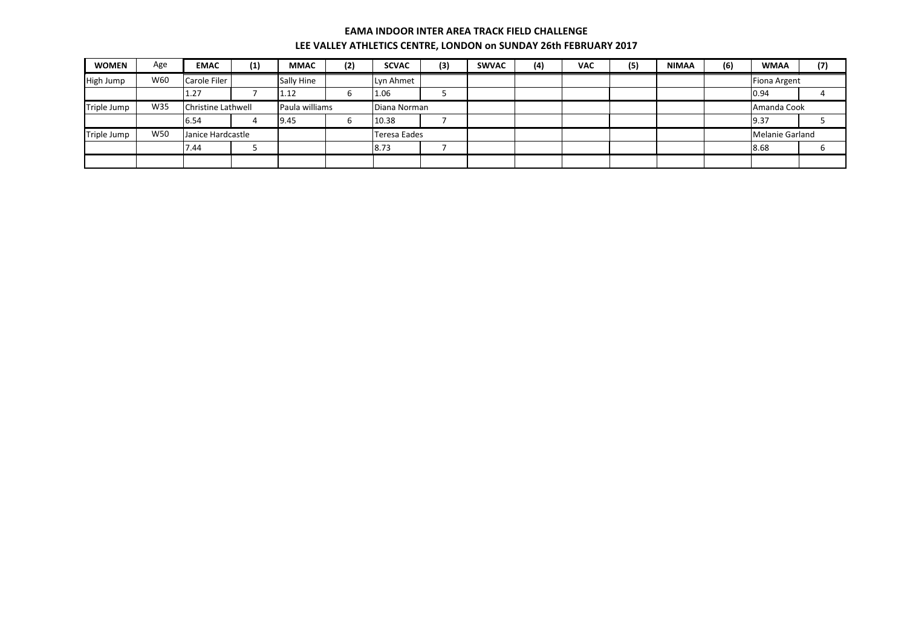**EAMA INDOOR INTER AREA TRACK FIELD CHALLENGE**

**LEE VALLEY ATHLETICS CENTRE, LONDON on SUNDAY 26th FEBRUARY 2017**

| WOMEN | Age | EMAC | (1) | MMAC | (2) | SCVAC | (3) | SWVAC | (4) | VAC | (5) | NIMAA | (6) | WMAA | (7) |
|---|---|---|---|---|---|---|---|---|---|---|---|---|---|---|---|
| High Jump | W60 | Carole Filer | | Sally Hine | | Lyn Ahmet | | | | | | | | Fiona Argent | |
| | | 1.27 | 7 | 1.12 | 6 | 1.06 | 5 | | | | | | | 0.94 | 4 |
| Triple Jump | W35 | Christine Lathwell | | Paula williams | | Diana Norman | | | | | | | | Amanda Cook | |
| | | 6.54 | 4 | 9.45 | 6 | 10.38 | 7 | | | | | | | 9.37 | 5 |
| Triple Jump | W50 | Janice Hardcastle | | | | Teresa Eades | | | | | | | | Melanie Garland | |
| | | 7.44 | 5 | | | 8.73 | 7 | | | | | | | 8.68 | 6 |
| | | | | | | | | | | | | | | | |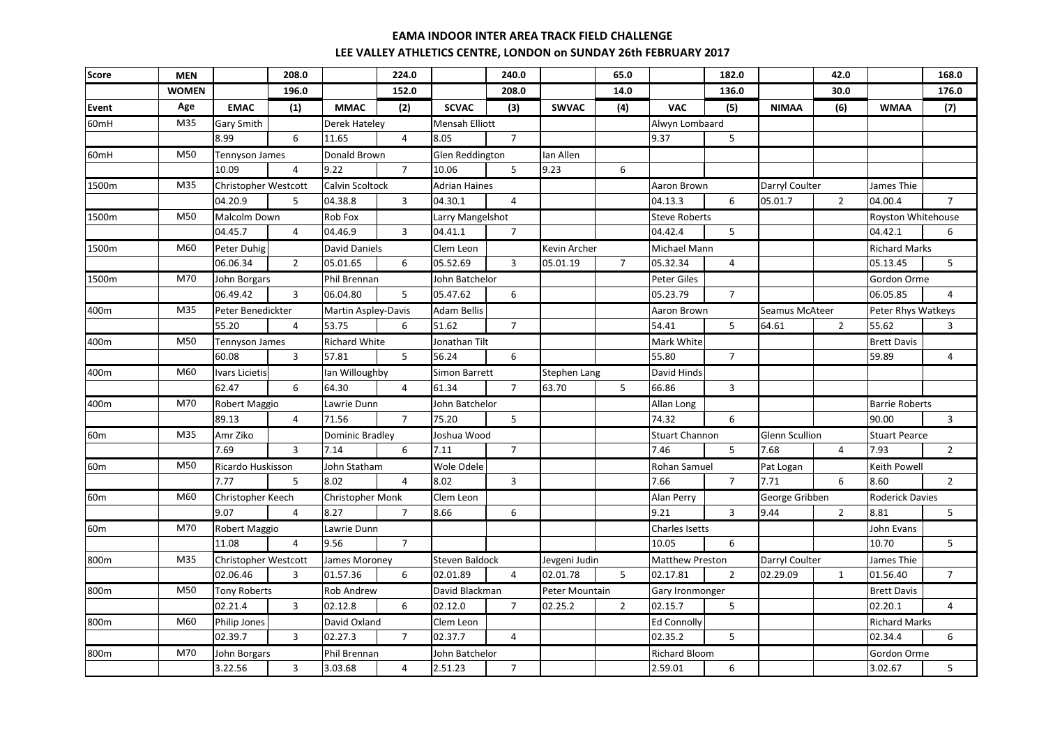**EAMA INDOOR INTER AREA TRACK FIELD CHALLENGE**

**LEE VALLEY ATHLETICS CENTRE, LONDON on SUNDAY 26th FEBRUARY 2017**

| Score | MEN | | 208.0 | | 224.0 | | 240.0 | | 65.0 | | 182.0 | | 42.0 | | 168.0 |
|---|---|---|---|---|---|---|---|---|---|---|---|---|---|---|---|
| | WOMEN | | 196.0 | | 152.0 | | 208.0 | | 14.0 | | 136.0 | | 30.0 | | 176.0 |
| Event | Age | EMAC | (1) | MMAC | (2) | SCVAC | (3) | SWVAC | (4) | VAC | (5) | NIMAA | (6) | WMAA | (7) |
| 60mH | M35 | Gary Smith | | Derek Hateley | | Mensah Elliott | | | | Alwyn Lombaard | | | | | |
| | | 8.99 | 6 | 11.65 | 4 | 8.05 | 7 | | | 9.37 | 5 | | | | |
| 60mH | M50 | Tennyson James | | Donald Brown | | Glen Reddington | | Ian Allen | | | | | | | |
| | | 10.09 | 4 | 9.22 | 7 | 10.06 | 5 | 9.23 | 6 | | | | | | |
| 1500m | M35 | Christopher Westcott | | Calvin Scoltock | | Adrian Haines | | | | Aaron Brown | | Darryl Coulter | | James Thie | |
| | | 04.20.9 | 5 | 04.38.8 | 3 | 04.30.1 | 4 | | | 04.13.3 | 6 | 05.01.7 | 2 | 04.00.4 | 7 |
| 1500m | M50 | Malcolm Down | | Rob Fox | | Larry Mangelshot | | | | Steve Roberts | | | | Royston Whitehouse | |
| | | 04.45.7 | 4 | 04.46.9 | 3 | 04.41.1 | 7 | | | 04.42.4 | 5 | | | 04.42.1 | 6 |
| 1500m | M60 | Peter Duhig | | David Daniels | | Clem Leon | | Kevin Archer | | Michael Mann | | | | Richard Marks | |
| | | 06.06.34 | 2 | 05.01.65 | 6 | 05.52.69 | 3 | 05.01.19 | 7 | 05.32.34 | 4 | | | 05.13.45 | 5 |
| 1500m | M70 | John Borgars | | Phil Brennan | | John Batchelor | | | | Peter Giles | | | | Gordon Orme | |
| | | 06.49.42 | 3 | 06.04.80 | 5 | 05.47.62 | 6 | | | 05.23.79 | 7 | | | 06.05.85 | 4 |
| 400m | M35 | Peter Benedickter | | Martin Aspley-Davis | | Adam Bellis | | | | Aaron Brown | | Seamus McAteer | | Peter Rhys Watkeys | |
| | | 55.20 | 4 | 53.75 | 6 | 51.62 | 7 | | | 54.41 | 5 | 64.61 | 2 | 55.62 | 3 |
| 400m | M50 | Tennyson James | | Richard White | | Jonathan Tilt | | | | Mark White | | | | Brett Davis | |
| | | 60.08 | 3 | 57.81 | 5 | 56.24 | 6 | | | 55.80 | 7 | | | 59.89 | 4 |
| 400m | M60 | Ivars Licietis | | Ian Willoughby | | Simon Barrett | | Stephen Lang | | David Hinds | | | | | |
| | | 62.47 | 6 | 64.30 | 4 | 61.34 | 7 | 63.70 | 5 | 66.86 | 3 | | | | |
| 400m | M70 | Robert Maggio | | Lawrie Dunn | | John Batchelor | | | | Allan Long | | | | Barrie Roberts | |
| | | 89.13 | 4 | 71.56 | 7 | 75.20 | 5 | | | 74.32 | 6 | | | 90.00 | 3 |
| 60m | M35 | Amr Ziko | | Dominic Bradley | | Joshua Wood | | | | Stuart Channon | | Glenn Scullion | | Stuart Pearce | |
| | | 7.69 | 3 | 7.14 | 6 | 7.11 | 7 | | | 7.46 | 5 | 7.68 | 4 | 7.93 | 2 |
| 60m | M50 | Ricardo Huskisson | | John Statham | | Wole Odele | | | | Rohan Samuel | | Pat Logan | | Keith Powell | |
| | | 7.77 | 5 | 8.02 | 4 | 8.02 | 3 | | | 7.66 | 7 | 7.71 | 6 | 8.60 | 2 |
| 60m | M60 | Christopher Keech | | Christopher Monk | | Clem Leon | | | | Alan Perry | | George Gribben | | Roderick Davies | |
| | | 9.07 | 4 | 8.27 | 7 | 8.66 | 6 | | | 9.21 | 3 | 9.44 | 2 | 8.81 | 5 |
| 60m | M70 | Robert Maggio | | Lawrie Dunn | | | | | | Charles Isetts | | | | John Evans | |
| | | 11.08 | 4 | 9.56 | 7 | | | | | 10.05 | 6 | | | 10.70 | 5 |
| 800m | M35 | Christopher Westcott | | James Moroney | | Steven Baldock | | Jevgeni Judin | | Matthew Preston | | Darryl Coulter | | James Thie | |
| | | 02.06.46 | 3 | 01.57.36 | 6 | 02.01.89 | 4 | 02.01.78 | 5 | 02.17.81 | 2 | 02.29.09 | 1 | 01.56.40 | 7 |
| 800m | M50 | Tony Roberts | | Rob Andrew | | David Blackman | | Peter Mountain | | Gary Ironmonger | | | | Brett Davis | |
| | | 02.21.4 | 3 | 02.12.8 | 6 | 02.12.0 | 7 | 02.25.2 | 2 | 02.15.7 | 5 | | | 02.20.1 | 4 |
| 800m | M60 | Philip Jones | | David Oxland | | Clem Leon | | | | Ed Connolly | | | | Richard Marks | |
| | | 02.39.7 | 3 | 02.27.3 | 7 | 02.37.7 | 4 | | | 02.35.2 | 5 | | | 02.34.4 | 6 |
| 800m | M70 | John Borgars | | Phil Brennan | | John Batchelor | | | | Richard Bloom | | | | Gordon Orme | |
| | | 3.22.56 | 3 | 3.03.68 | 4 | 2.51.23 | 7 | | | 2.59.01 | 6 | | | 3.02.67 | 5 |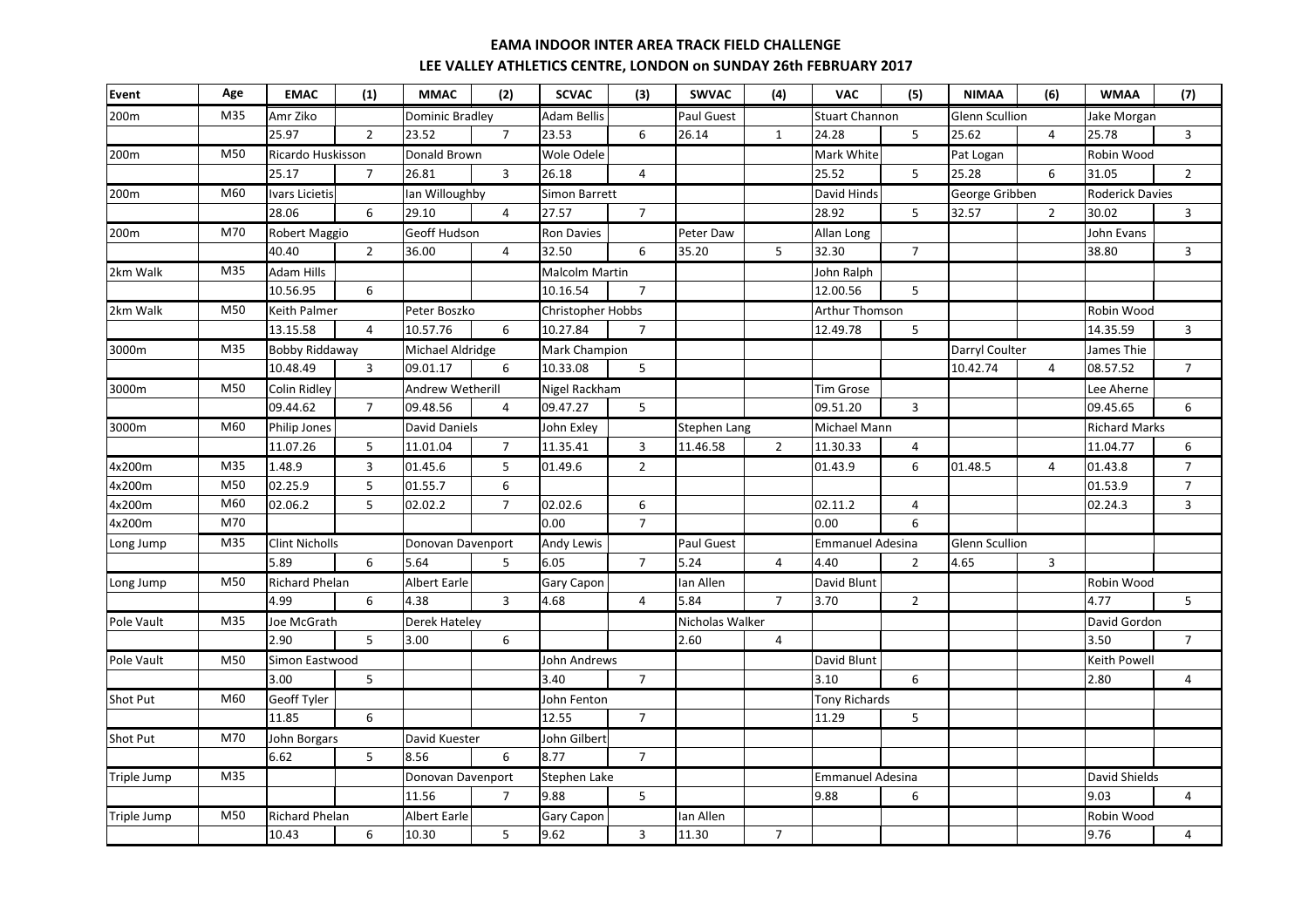# EAMA INDOOR INTER AREA TRACK FIELD CHALLENGE

## LEE VALLEY ATHLETICS CENTRE, LONDON on SUNDAY 26th FEBRUARY 2017

| Event | Age | EMAC | (1) | MMAC | (2) | SCVAC | (3) | SWVAC | (4) | VAC | (5) | NIMAA | (6) | WMAA | (7) |
|---|---|---|---|---|---|---|---|---|---|---|---|---|---|---|---|
| 200m | M35 | Amr Ziko | | Dominic Bradley | | Adam Bellis | | Paul Guest | | Stuart Channon | | Glenn Scullion | | Jake Morgan | |
| | | 25.97 | 2 | 23.52 | 7 | 23.53 | 6 | 26.14 | 1 | 24.28 | 5 | 25.62 | 4 | 25.78 | 3 |
| 200m | M50 | Ricardo Huskisson | | Donald Brown | | Wole Odele | | | | Mark White | | Pat Logan | | Robin Wood | |
| | | 25.17 | 7 | 26.81 | 3 | 26.18 | 4 | | | 25.52 | 5 | 25.28 | 6 | 31.05 | 2 |
| 200m | M60 | Ivars Licietis | | Ian Willoughby | | Simon Barrett | | | | David Hinds | | George Gribben | | Roderick Davies | |
| | | 28.06 | 6 | 29.10 | 4 | 27.57 | 7 | | | 28.92 | 5 | 32.57 | 2 | 30.02 | 3 |
| 200m | M70 | Robert Maggio | | Geoff Hudson | | Ron Davies | | Peter Daw | | Allan Long | | | | John Evans | |
| | | 40.40 | 2 | 36.00 | 4 | 32.50 | 6 | 35.20 | 5 | 32.30 | 7 | | | 38.80 | 3 |
| 2km Walk | M35 | Adam Hills | | | | Malcolm Martin | | | | John Ralph | | | | | |
| | | 10.56.95 | 6 | | | 10.16.54 | 7 | | | 12.00.56 | 5 | | | | |
| 2km Walk | M50 | Keith Palmer | | Peter Boszko | | Christopher Hobbs | | | | Arthur Thomson | | | | Robin Wood | |
| | | 13.15.58 | 4 | 10.57.76 | 6 | 10.27.84 | 7 | | | 12.49.78 | 5 | | | 14.35.59 | 3 |
| 3000m | M35 | Bobby Riddaway | | Michael Aldridge | | Mark Champion | | | | | | Darryl Coulter | | James Thie | |
| | | 10.48.49 | 3 | 09.01.17 | 6 | 10.33.08 | 5 | | | | | 10.42.74 | 4 | 08.57.52 | 7 |
| 3000m | M50 | Colin Ridley | | Andrew Wetherill | | Nigel Rackham | | | | Tim Grose | | | | Lee Aherne | |
| | | 09.44.62 | 7 | 09.48.56 | 4 | 09.47.27 | 5 | | | 09.51.20 | 3 | | | 09.45.65 | 6 |
| 3000m | M60 | Philip Jones | | David Daniels | | John Exley | | Stephen Lang | | Michael Mann | | | | Richard Marks | |
| | | 11.07.26 | 5 | 11.01.04 | 7 | 11.35.41 | 3 | 11.46.58 | 2 | 11.30.33 | 4 | | | 11.04.77 | 6 |
| 4x200m | M35 | 1.48.9 | 3 | 01.45.6 | 5 | 01.49.6 | 2 | | | 01.43.9 | 6 | 01.48.5 | 4 | 01.43.8 | 7 |
| 4x200m | M50 | 02.25.9 | 5 | 01.55.7 | 6 | | | | | | | | | 01.53.9 | 7 |
| 4x200m | M60 | 02.06.2 | 5 | 02.02.2 | 7 | 02.02.6 | 6 | | | 02.11.2 | 4 | | | 02.24.3 | 3 |
| 4x200m | M70 | | | | | 0.00 | 7 | | | 0.00 | 6 | | | | |
| Long Jump | M35 | Clint Nicholls | | Donovan Davenport | | Andy Lewis | | Paul Guest | | Emmanuel Adesina | | Glenn Scullion | | | |
| | | 5.89 | 6 | 5.64 | 5 | 6.05 | 7 | 5.24 | 4 | 4.40 | 2 | 4.65 | 3 | | |
| Long Jump | M50 | Richard Phelan | | Albert Earle | | Gary Capon | | Ian Allen | | David Blunt | | | | Robin Wood | |
| | | 4.99 | 6 | 4.38 | 3 | 4.68 | 4 | 5.84 | 7 | 3.70 | 2 | | | 4.77 | 5 |
| Pole Vault | M35 | Joe McGrath | | Derek Hateley | | | | Nicholas Walker | | | | | | David Gordon | |
| | | 2.90 | 5 | 3.00 | 6 | | | 2.60 | 4 | | | | | 3.50 | 7 |
| Pole Vault | M50 | Simon Eastwood | | | | John Andrews | | | | David Blunt | | | | Keith Powell | |
| | | 3.00 | 5 | | | 3.40 | 7 | | | 3.10 | 6 | | | 2.80 | 4 |
| Shot Put | M60 | Geoff Tyler | | | | John Fenton | | | | Tony Richards | | | | | |
| | | 11.85 | 6 | | | 12.55 | 7 | | | 11.29 | 5 | | | | |
| Shot Put | M70 | John Borgars | | David Kuester | | John Gilbert | | | | | | | | | |
| | | 6.62 | 5 | 8.56 | 6 | 8.77 | 7 | | | | | | | | |
| Triple Jump | M35 | | | Donovan Davenport | | Stephen Lake | | | | Emmanuel Adesina | | | | David Shields | |
| | | | | 11.56 | 7 | 9.88 | 5 | | | 9.88 | 6 | | | 9.03 | 4 |
| Triple Jump | M50 | Richard Phelan | | Albert Earle | | Gary Capon | | Ian Allen | | | | | | Robin Wood | |
| | | 10.43 | 6 | 10.30 | 5 | 9.62 | 3 | 11.30 | 7 | | | | | 9.76 | 4 |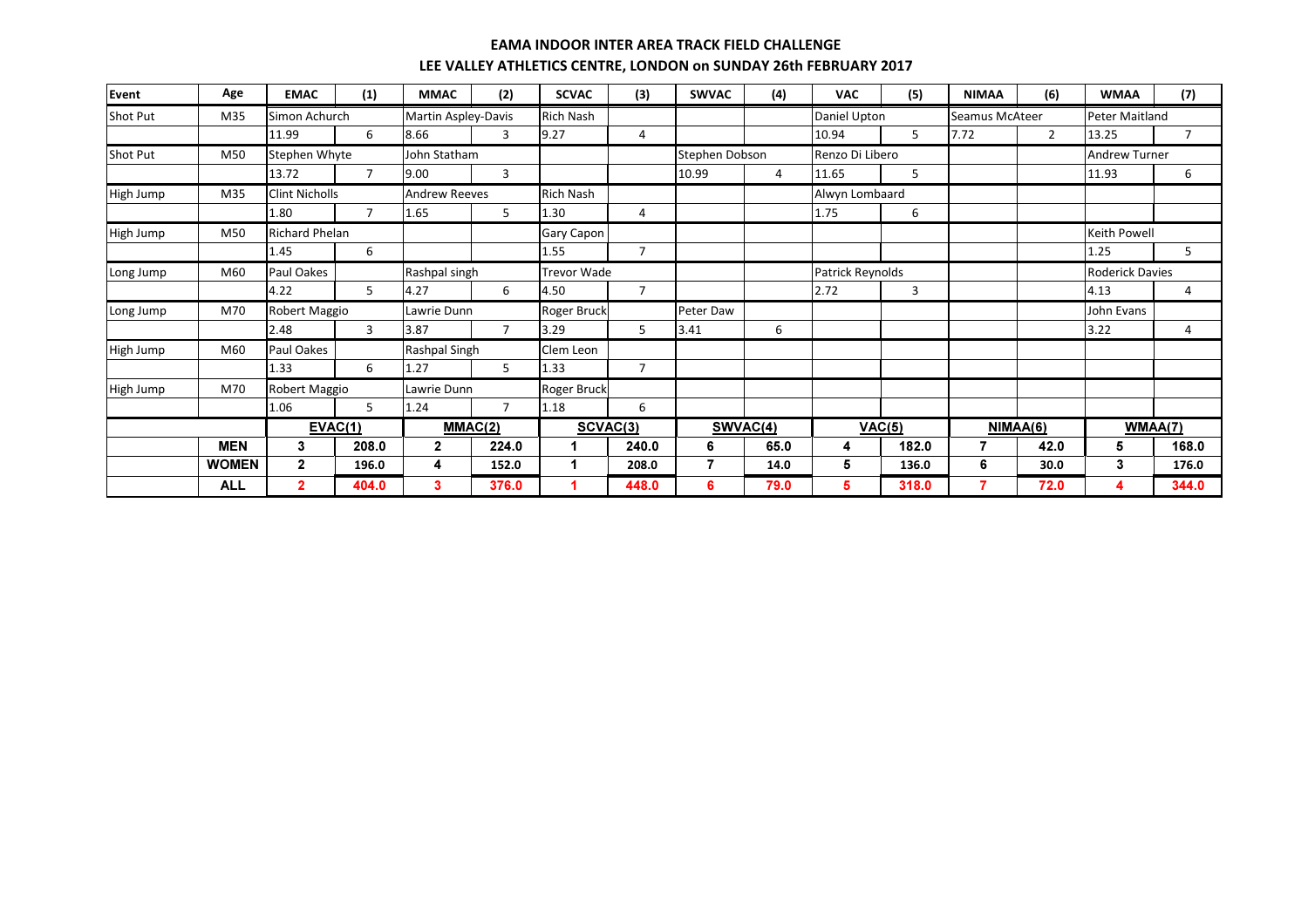## EAMA INDOOR INTER AREA TRACK FIELD CHALLENGE

## LEE VALLEY ATHLETICS CENTRE, LONDON on SUNDAY 26th FEBRUARY 2017

| Event | Age | EMAC | (1) | MMAC | (2) | SCVAC | (3) | SWVAC | (4) | VAC | (5) | NIMAA | (6) | WMAA | (7) |
|---|---|---|---|---|---|---|---|---|---|---|---|---|---|---|---|
| Shot Put | M35 | Simon Achurch | | Martin Aspley-Davis | | Rich Nash | | | | Daniel Upton | | Seamus McAteer | | Peter Maitland | |
| | | 11.99 | 6 | 8.66 | 3 | 9.27 | 4 | | | 10.94 | 5 | 7.72 | 2 | 13.25 | 7 |
| Shot Put | M50 | Stephen Whyte | | John Statham | | | | Stephen Dobson | | Renzo Di Libero | | | | Andrew Turner | |
| | | 13.72 | 7 | 9.00 | 3 | | | 10.99 | 4 | 11.65 | 5 | | | 11.93 | 6 |
| High Jump | M35 | Clint Nicholls | | Andrew Reeves | | Rich Nash | | | | Alwyn Lombaard | | | | | |
| | | 1.80 | 7 | 1.65 | 5 | 1.30 | 4 | | | 1.75 | 6 | | | | |
| High Jump | M50 | Richard Phelan | | | | Gary Capon | | | | | | | | Keith Powell | |
| | | 1.45 | 6 | | | 1.55 | 7 | | | | | | | 1.25 | 5 |
| Long Jump | M60 | Paul Oakes | | Rashpal singh | | Trevor Wade | | | | Patrick Reynolds | | | | Roderick Davies | |
| | | 4.22 | 5 | 4.27 | 6 | 4.50 | 7 | | | 2.72 | 3 | | | 4.13 | 4 |
| Long Jump | M70 | Robert Maggio | | Lawrie Dunn | | Roger Bruck | | Peter Daw | | | | | | John Evans | |
| | | 2.48 | 3 | 3.87 | 7 | 3.29 | 5 | 3.41 | 6 | | | | | 3.22 | 4 |
| High Jump | M60 | Paul Oakes | | Rashpal Singh | | Clem Leon | | | | | | | | | |
| | | 1.33 | 6 | 1.27 | 5 | 1.33 | 7 | | | | | | | | |
| High Jump | M70 | Robert Maggio | | Lawrie Dunn | | Roger Bruck | | | | | | | | | |
| | | 1.06 | 5 | 1.24 | 7 | 1.18 | 6 | | | | | | | | |
| | | **EVAC(1)** | | **MMAC(2)** | | **SCVAC(3)** | | **SWVAC(4)** | | **VAC(5)** | | **NIMAA(6)** | | **WMAA(7)** | |
| | **MEN** | **3** | **208.0** | **2** | **224.0** | **1** | **240.0** | **6** | **65.0** | **4** | **182.0** | **7** | **42.0** | **5** | **168.0** |
| | **WOMEN** | **2** | **196.0** | **4** | **152.0** | **1** | **208.0** | **7** | **14.0** | **5** | **136.0** | **6** | **30.0** | **3** | **176.0** |
| | **ALL** | **2** | **404.0** | **3** | **376.0** | **1** | **448.0** | **6** | **79.0** | **5** | **318.0** | **7** | **72.0** | **4** | **344.0** |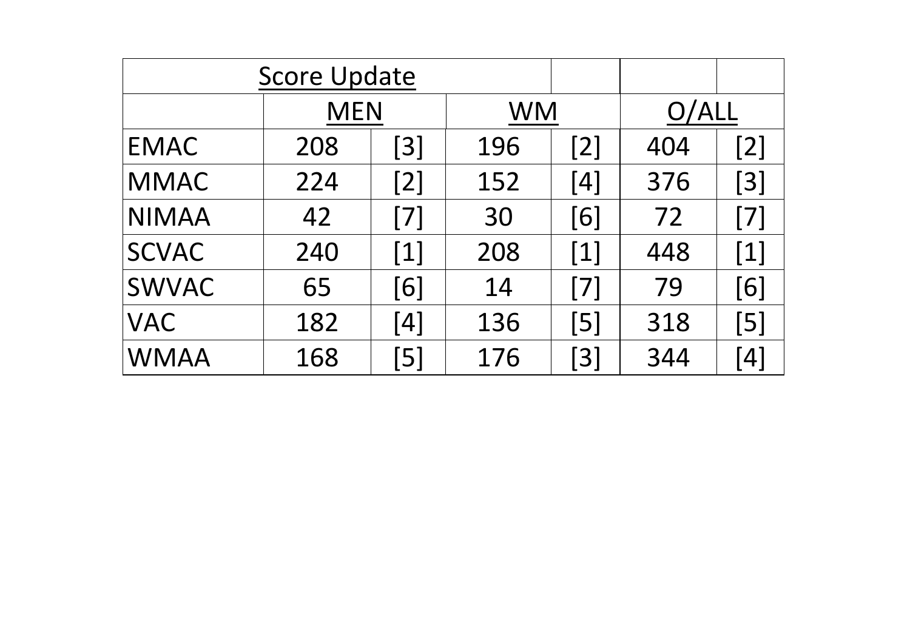| Score Update | | | | | | |
|---|---|---|---|---|---|---|
| | MEN | | WM | | O/ALL | |
| EMAC | 208 | [3] | 196 | [2] | 404 | [2] |
| MMAC | 224 | [2] | 152 | [4] | 376 | [3] |
| NIMAA | 42 | [7] | 30 | [6] | 72 | [7] |
| SCVAC | 240 | [1] | 208 | [1] | 448 | [1] |
| SWVAC | 65 | [6] | 14 | [7] | 79 | [6] |
| VAC | 182 | [4] | 136 | [5] | 318 | [5] |
| WMAA | 168 | [5] | 176 | [3] | 344 | [4] |